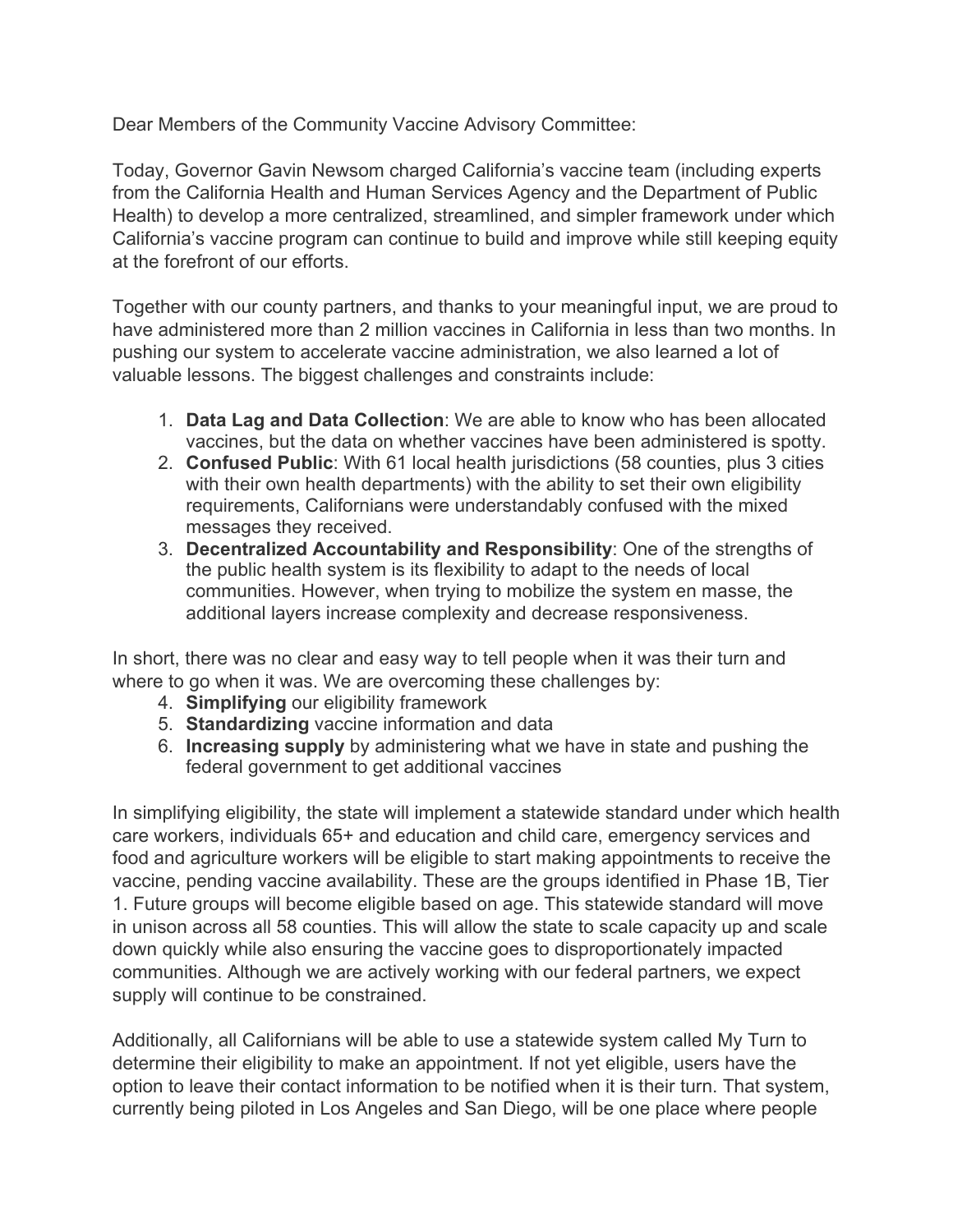Dear Members of the Community Vaccine Advisory Committee:

Today, Governor Gavin Newsom charged California's vaccine team (including experts from the California Health and Human Services Agency and the Department of Public Health) to develop a more centralized, streamlined, and simpler framework under which California's vaccine program can continue to build and improve while still keeping equity at the forefront of our efforts.

Together with our county partners, and thanks to your meaningful input, we are proud to have administered more than 2 million vaccines in California in less than two months. In pushing our system to accelerate vaccine administration, we also learned a lot of valuable lessons. The biggest challenges and constraints include:

1. **Data Lag and Data Collection**: We are able to know who has been allocated vaccines, but the data on whether vaccines have been administered is spotty.
2. **Confused Public**: With 61 local health jurisdictions (58 counties, plus 3 cities with their own health departments) with the ability to set their own eligibility requirements, Californians were understandably confused with the mixed messages they received.
3. **Decentralized Accountability and Responsibility**: One of the strengths of the public health system is its flexibility to adapt to the needs of local communities. However, when trying to mobilize the system en masse, the additional layers increase complexity and decrease responsiveness.

In short, there was no clear and easy way to tell people when it was their turn and where to go when it was. We are overcoming these challenges by:

4. **Simplifying** our eligibility framework
5. **Standardizing** vaccine information and data
6. **Increasing supply** by administering what we have in state and pushing the federal government to get additional vaccines

In simplifying eligibility, the state will implement a statewide standard under which health care workers, individuals 65+ and education and child care, emergency services and food and agriculture workers will be eligible to start making appointments to receive the vaccine, pending vaccine availability. These are the groups identified in Phase 1B, Tier 1. Future groups will become eligible based on age. This statewide standard will move in unison across all 58 counties. This will allow the state to scale capacity up and scale down quickly while also ensuring the vaccine goes to disproportionately impacted communities. Although we are actively working with our federal partners, we expect supply will continue to be constrained.

Additionally, all Californians will be able to use a statewide system called My Turn to determine their eligibility to make an appointment. If not yet eligible, users have the option to leave their contact information to be notified when it is their turn. That system, currently being piloted in Los Angeles and San Diego, will be one place where people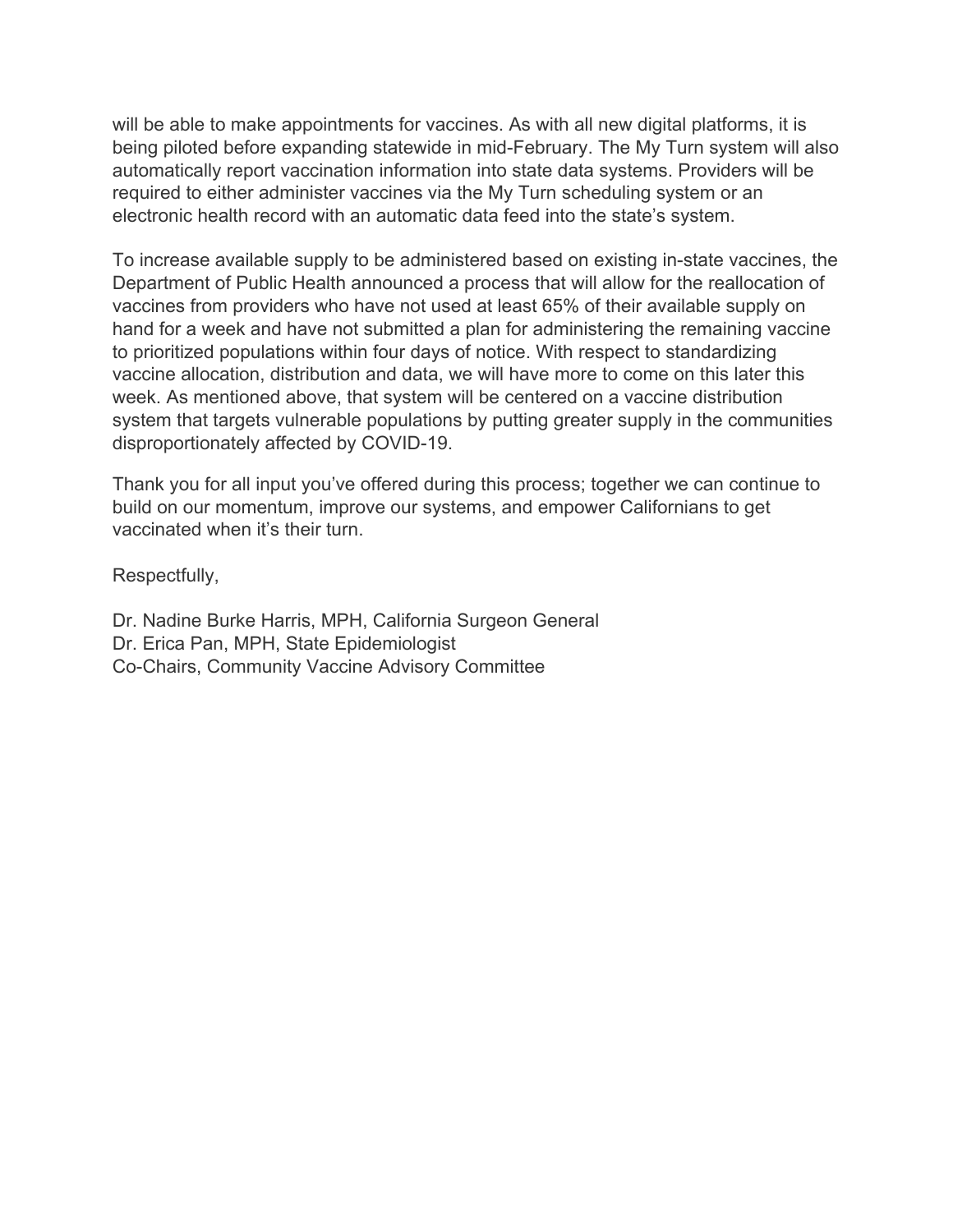will be able to make appointments for vaccines. As with all new digital platforms, it is being piloted before expanding statewide in mid-February. The My Turn system will also automatically report vaccination information into state data systems. Providers will be required to either administer vaccines via the My Turn scheduling system or an electronic health record with an automatic data feed into the state's system.

To increase available supply to be administered based on existing in-state vaccines, the Department of Public Health announced a process that will allow for the reallocation of vaccines from providers who have not used at least 65% of their available supply on hand for a week and have not submitted a plan for administering the remaining vaccine to prioritized populations within four days of notice. With respect to standardizing vaccine allocation, distribution and data, we will have more to come on this later this week. As mentioned above, that system will be centered on a vaccine distribution system that targets vulnerable populations by putting greater supply in the communities disproportionately affected by COVID-19.

Thank you for all input you've offered during this process; together we can continue to build on our momentum, improve our systems, and empower Californians to get vaccinated when it's their turn.

Respectfully,

Dr. Nadine Burke Harris, MPH, California Surgeon General
Dr. Erica Pan, MPH, State Epidemiologist
Co-Chairs, Community Vaccine Advisory Committee